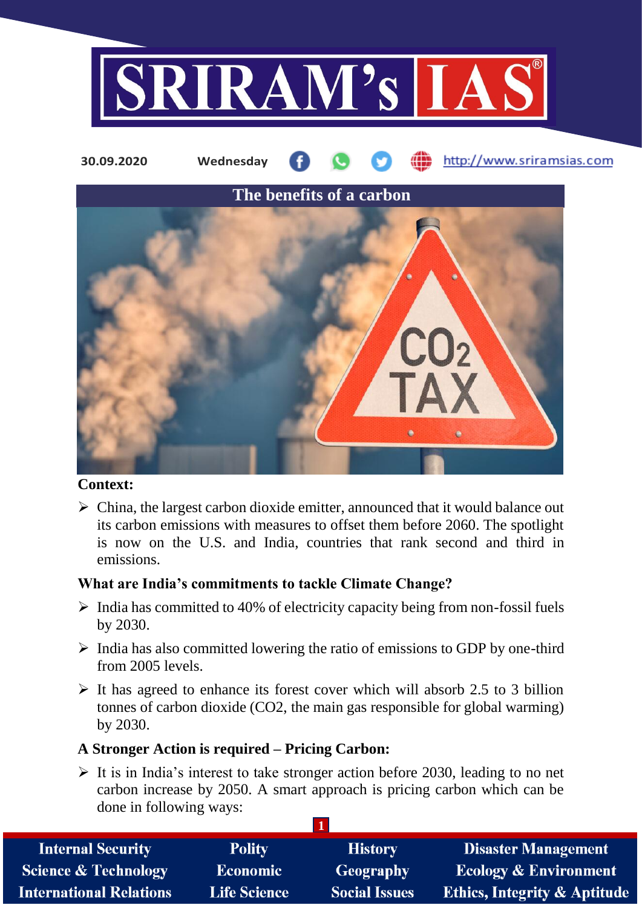30.09.2020 Wednesday http://www.sriramsias.com

# The benefits of a carbon

**Context:**

- China, the largest carbon dioxide emitter, announced that it would balance out its carbon emissions with measures to offset them before 2060. The spotlight is now on the U.S. and India, countries that rank second and third in emissions.

**What are India's commitments to tackle Climate Change?**

- India has committed to 40% of electricity capacity being from non-fossil fuels by 2030.
- India has also committed lowering the ratio of emissions to GDP by one-third from 2005 levels.
- It has agreed to enhance its forest cover which will absorb 2.5 to 3 billion tonnes of carbon dioxide ($CO_2$, the main gas responsible for global warming) by 2030.

**A Stronger Action is required – Pricing Carbon:**

- It is in India's interest to take stronger action before 2030, leading to no net carbon increase by 2050. A smart approach is pricing carbon which can be done in following ways: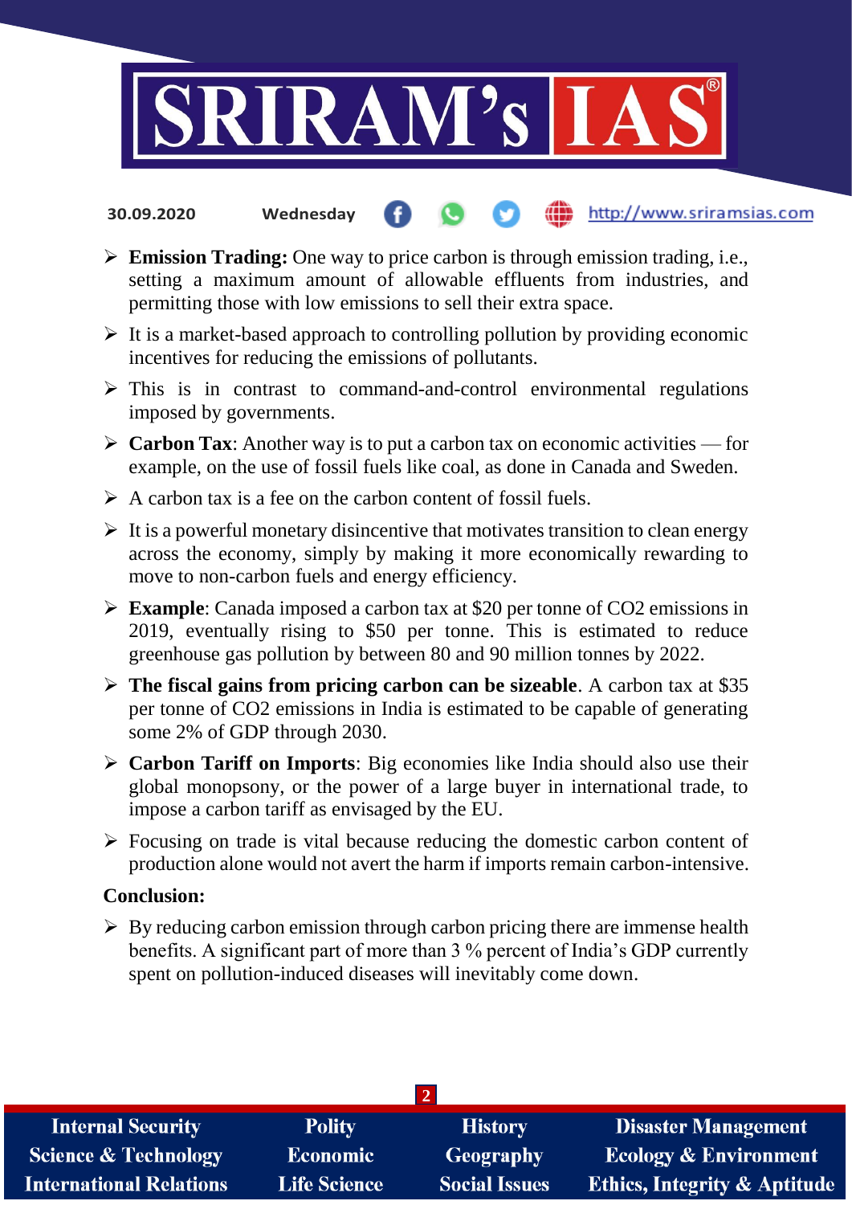- **Emission Trading:** One way to price carbon is through emission trading, i.e., setting a maximum amount of allowable effluents from industries, and permitting those with low emissions to sell their extra space.
- It is a market-based approach to controlling pollution by providing economic incentives for reducing the emissions of pollutants.
- This is in contrast to command-and-control environmental regulations imposed by governments.
- **Carbon Tax**: Another way is to put a carbon tax on economic activities — for example, on the use of fossil fuels like coal, as done in Canada and Sweden.
- A carbon tax is a fee on the carbon content of fossil fuels.
- It is a powerful monetary disincentive that motivates transition to clean energy across the economy, simply by making it more economically rewarding to move to non-carbon fuels and energy efficiency.
- **Example**: Canada imposed a carbon tax at $20 per tonne of $CO_2$ emissions in 2019, eventually rising to $50 per tonne. This is estimated to reduce greenhouse gas pollution by between 80 and 90 million tonnes by 2022.
- **The fiscal gains from pricing carbon can be sizeable**. A carbon tax at $35 per tonne of $CO_2$ emissions in India is estimated to be capable of generating some 2% of GDP through 2030.
- **Carbon Tariff on Imports**: Big economies like India should also use their global monopsony, or the power of a large buyer in international trade, to impose a carbon tariff as envisaged by the EU.
- Focusing on trade is vital because reducing the domestic carbon content of production alone would not avert the harm if imports remain carbon-intensive.

**Conclusion:**

- By reducing carbon emission through carbon pricing there are immense health benefits. A significant part of more than 3 % percent of India's GDP currently spent on pollution-induced diseases will inevitably come down.